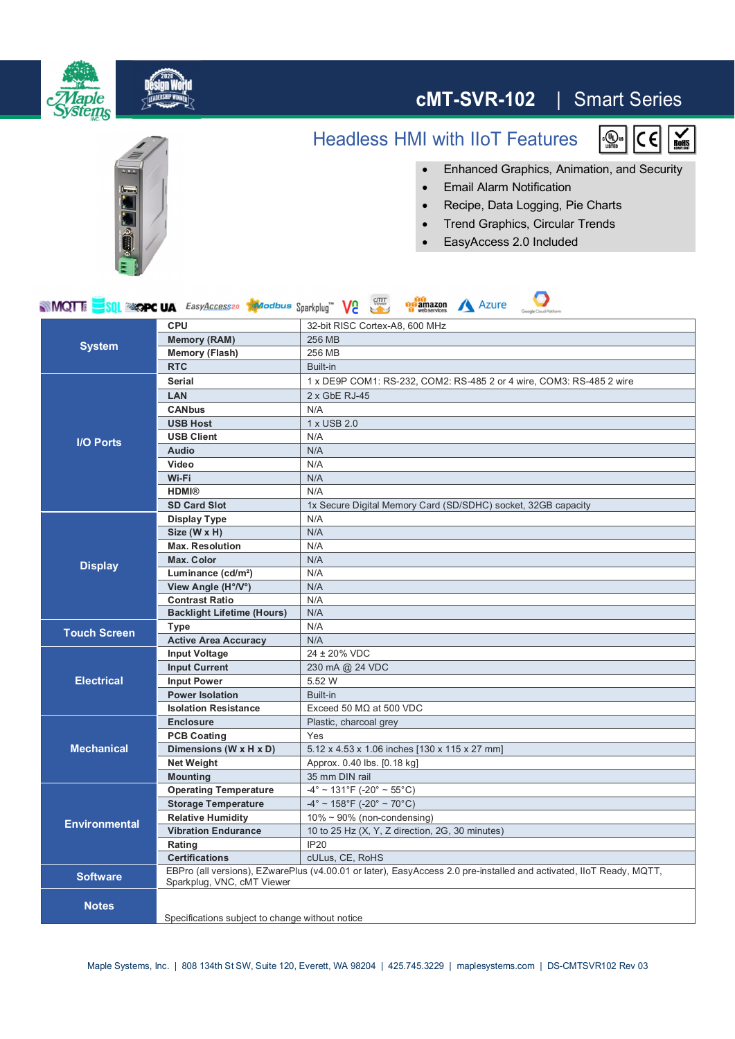# cMT-SVR-102 | Smart Series

## Headless HMI with IIoT Features

- Enhanced Graphics, Animation, and Security
- Email Alarm Notification
- Recipe, Data Logging, Pie Charts
- Trend Graphics, Circular Trends
- EasyAccess 2.0 Included

| Category | Specification | Value |
|---|---|---|
| System | CPU | 32-bit RISC Cortex-A8, 600 MHz |
| | Memory (RAM) | 256 MB |
| | Memory (Flash) | 256 MB |
| | RTC | Built-in |
| I/O Ports | Serial | 1 x DE9P COM1: RS-232, COM2: RS-485 2 or 4 wire, COM3: RS-485 2 wire |
| | LAN | 2 x GbE RJ-45 |
| | CANbus | N/A |
| | USB Host | 1 x USB 2.0 |
| | USB Client | N/A |
| | Audio | N/A |
| | Video | N/A |
| | Wi-Fi | N/A |
| | HDMI® | N/A |
| | SD Card Slot | 1x Secure Digital Memory Card (SD/SDHC) socket, 32GB capacity |
| Display | Display Type | N/A |
| | Size (W x H) | N/A |
| | Max. Resolution | N/A |
| | Max. Color | N/A |
| | Luminance (cd/m²) | N/A |
| | View Angle (H°/V°) | N/A |
| | Contrast Ratio | N/A |
| | Backlight Lifetime (Hours) | N/A |
| Touch Screen | Type | N/A |
| | Active Area Accuracy | N/A |
| Electrical | Input Voltage | 24 ± 20% VDC |
| | Input Current | 230 mA @ 24 VDC |
| | Input Power | 5.52 W |
| | Power Isolation | Built-in |
| | Isolation Resistance | Exceed 50 MΩ at 500 VDC |
| Mechanical | Enclosure | Plastic, charcoal grey |
| | PCB Coating | Yes |
| | Dimensions (W x H x D) | 5.12 x 4.53 x 1.06 inches [130 x 115 x 27 mm] |
| | Net Weight | Approx. 0.40 lbs. [0.18 kg] |
| | Mounting | 35 mm DIN rail |
| Environmental | Operating Temperature | -4° ~ 131°F (-20° ~ 55°C) |
| | Storage Temperature | -4° ~ 158°F (-20° ~ 70°C) |
| | Relative Humidity | 10% ~ 90% (non-condensing) |
| | Vibration Endurance | 10 to 25 Hz (X, Y, Z direction, 2G, 30 minutes) |
| | Rating | IP20 |
| | Certifications | cULus, CE, RoHS |
| Software | EBPro (all versions), EZwarePlus (v4.00.01 or later), EasyAccess 2.0 pre-installed and activated, IIoT Ready, MQTT, Sparkplug, VNC, cMT Viewer | |
| Notes | Specifications subject to change without notice | |

Maple Systems, Inc. | 808 134th St SW, Suite 120, Everett, WA 98204 | 425.745.3229 | maplesystems.com | DS-CMTSVR102 Rev 03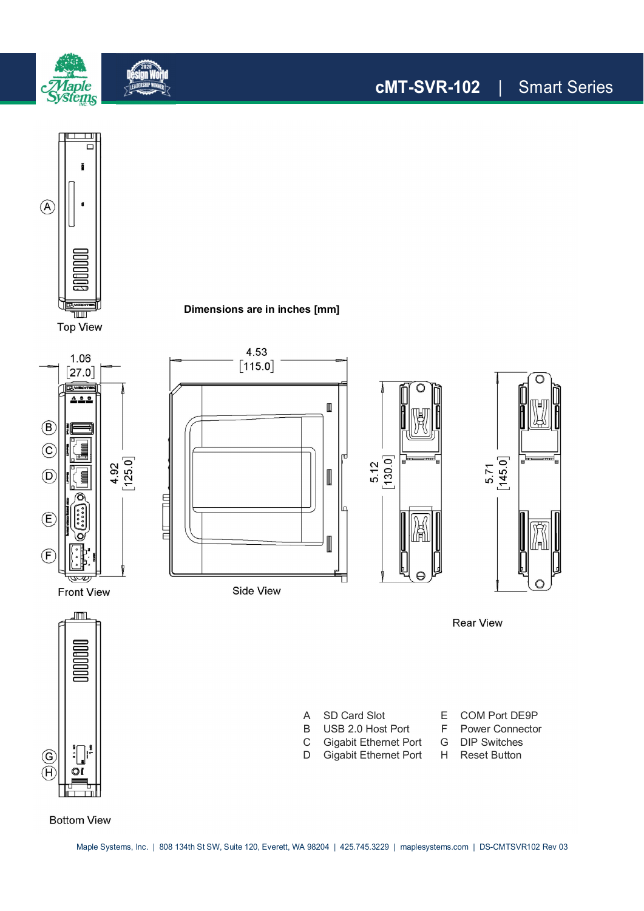Dimensions are in inches [mm]

Top View

A

1.06
[27.0]

4.92
[125.0]

B

C

D

E

F

Front View

4.53
[115.0]

Side View

5.12
[130.0]

5.71
[145.0]

Rear View

G

H

Bottom View

| | | | |
|---|---|---|---|
| A | SD Card Slot | E | COM Port DE9P |
| B | USB 2.0 Host Port | F | Power Connector |
| C | Gigabit Ethernet Port | G | DIP Switches |
| D | Gigabit Ethernet Port | H | Reset Button |